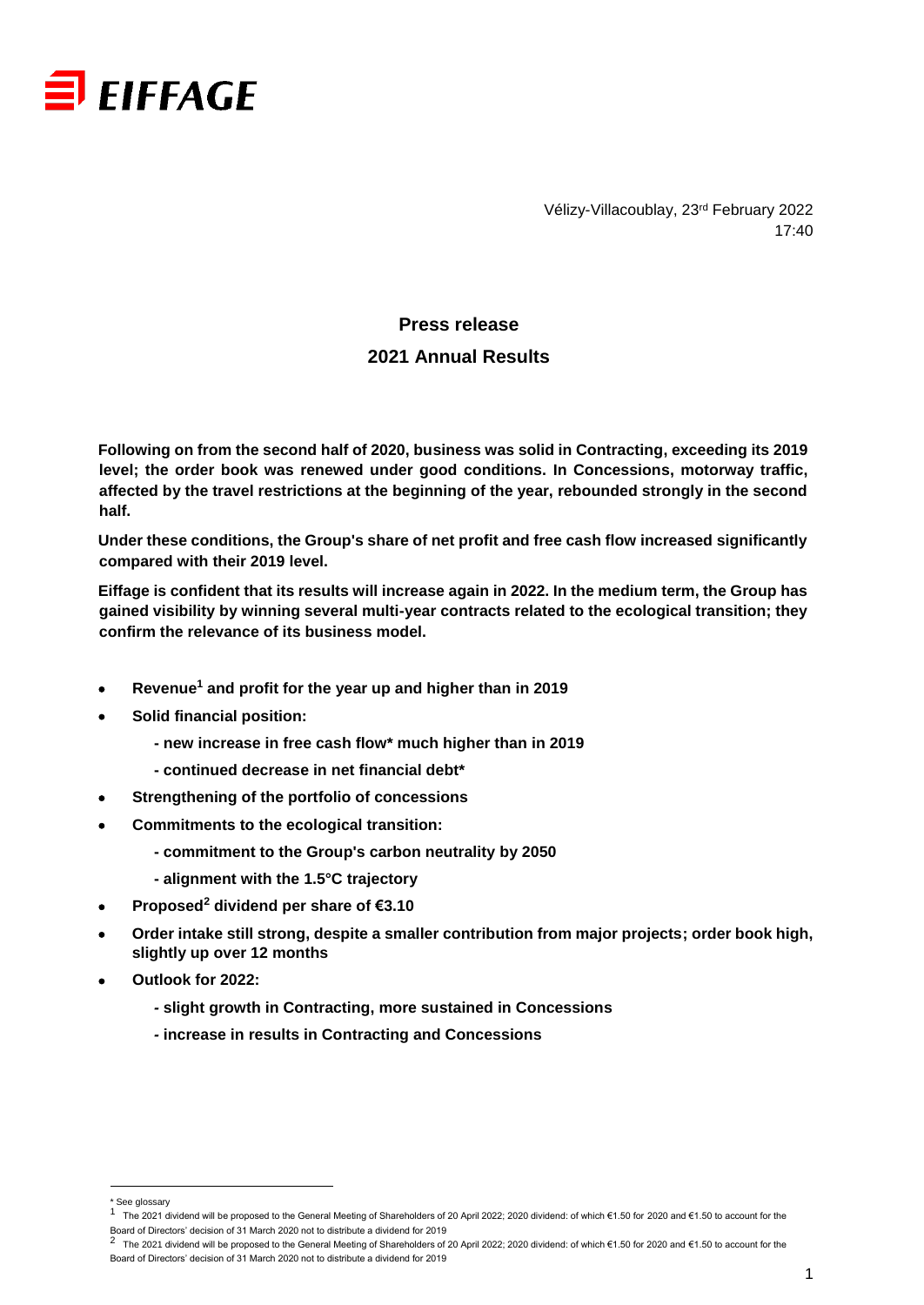EIFFAGE

Vélizy-Villacoublay, 23rd February 2022
17:40

# Press release

# 2021 Annual Results

**Following on from the second half of 2020, business was solid in Contracting, exceeding its 2019 level; the order book was renewed under good conditions. In Concessions, motorway traffic, affected by the travel restrictions at the beginning of the year, rebounded strongly in the second half.**

**Under these conditions, the Group's share of net profit and free cash flow increased significantly compared with their 2019 level.**

**Eiffage is confident that its results will increase again in 2022. In the medium term, the Group has gained visibility by winning several multi-year contracts related to the ecological transition; they confirm the relevance of its business model.**

- **Revenue[1] and profit for the year up and higher than in 2019**
- **Solid financial position:**
  - **- new increase in free cash flow* much higher than in 2019**
  - **- continued decrease in net financial debt***
- **Strengthening of the portfolio of concessions**
- **Commitments to the ecological transition:**
  - **- commitment to the Group's carbon neutrality by 2050**
  - **- alignment with the 1.5°C trajectory**
- **Proposed[2] dividend per share of €3.10**
- **Order intake still strong, despite a smaller contribution from major projects; order book high, slightly up over 12 months**
- **Outlook for 2022:**
  - **- slight growth in Contracting, more sustained in Concessions**
  - **- increase in results in Contracting and Concessions**

---

* See glossary

[1] The 2021 dividend will be proposed to the General Meeting of Shareholders of 20 April 2022; 2020 dividend: of which €1.50 for 2020 and €1.50 to account for the Board of Directors' decision of 31 March 2020 not to distribute a dividend for 2019

[2] The 2021 dividend will be proposed to the General Meeting of Shareholders of 20 April 2022; 2020 dividend: of which €1.50 for 2020 and €1.50 to account for the Board of Directors' decision of 31 March 2020 not to distribute a dividend for 2019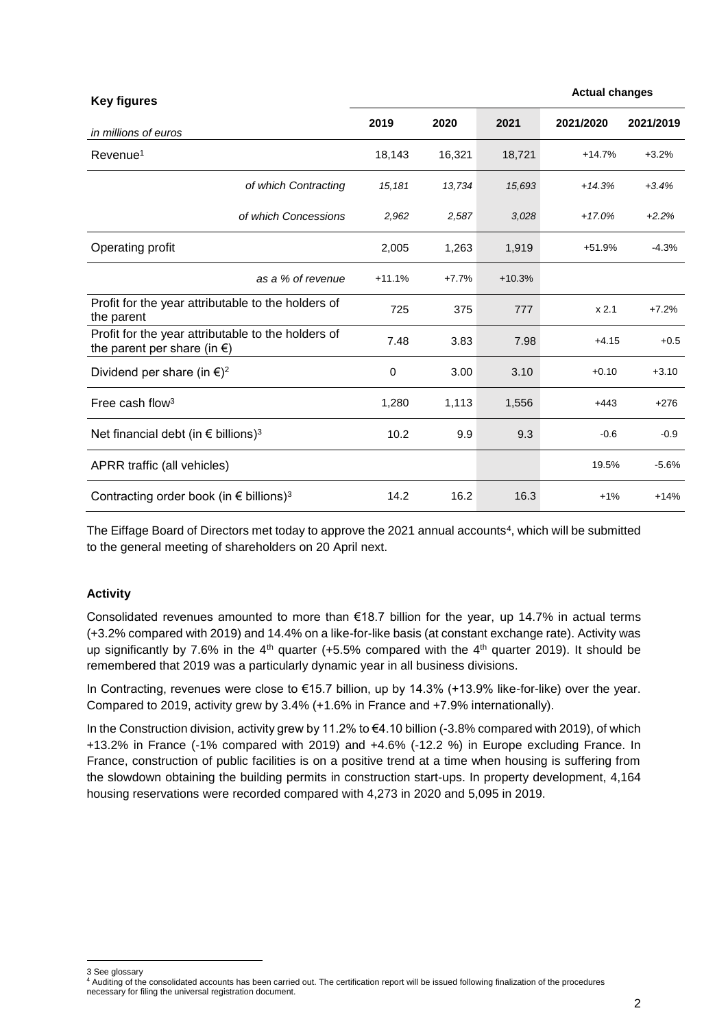| **Key figures** | | | | **Actual changes** | |
|---|---|---|---|---|---|
| *in millions of euros* | **2019** | **2020** | **2021** | **2021/2020** | **2021/2019** |
| Revenue[1] | 18,143 | 16,321 | 18,721 | +14.7% | +3.2% |
| *of which Contracting* | *15,181* | *13,734* | *15,693* | *+14.3%* | *+3.4%* |
| *of which Concessions* | *2,962* | *2,587* | *3,028* | *+17.0%* | *+2.2%* |
| Operating profit | 2,005 | 1,263 | 1,919 | +51.9% | -4.3% |
| *as a % of revenue* | +11.1% | +7.7% | +10.3% | | |
| Profit for the year attributable to the holders of the parent | 725 | 375 | 777 | x 2.1 | +7.2% |
| Profit for the year attributable to the holders of the parent per share (in €) | 7.48 | 3.83 | 7.98 | +4.15 | +0.5 |
| Dividend per share (in €)[2] | 0 | 3.00 | 3.10 | +0.10 | +3.10 |
| Free cash flow[3] | 1,280 | 1,113 | 1,556 | +443 | +276 |
| Net financial debt (in € billions)[3] | 10.2 | 9.9 | 9.3 | -0.6 | -0.9 |
| APRR traffic (all vehicles) | | | | 19.5% | -5.6% |
| Contracting order book (in € billions)[3] | 14.2 | 16.2 | 16.3 | +1% | +14% |

The Eiffage Board of Directors met today to approve the 2021 annual accounts[4], which will be submitted to the general meeting of shareholders on 20 April next.

**Activity**

Consolidated revenues amounted to more than €18.7 billion for the year, up 14.7% in actual terms (+3.2% compared with 2019) and 14.4% on a like-for-like basis (at constant exchange rate). Activity was up significantly by 7.6% in the 4th quarter (+5.5% compared with the 4th quarter 2019). It should be remembered that 2019 was a particularly dynamic year in all business divisions.

In Contracting, revenues were close to €15.7 billion, up by 14.3% (+13.9% like-for-like) over the year. Compared to 2019, activity grew by 3.4% (+1.6% in France and +7.9% internationally).

In the Construction division, activity grew by 11.2% to €4.10 billion (-3.8% compared with 2019), of which +13.2% in France (-1% compared with 2019) and +4.6% (-12.2 %) in Europe excluding France. In France, construction of public facilities is on a positive trend at a time when housing is suffering from the slowdown obtaining the building permits in construction start-ups. In property development, 4,164 housing reservations were recorded compared with 4,273 in 2020 and 5,095 in 2019.

3 See glossary

4 Auditing of the consolidated accounts has been carried out. The certification report will be issued following finalization of the procedures necessary for filing the universal registration document.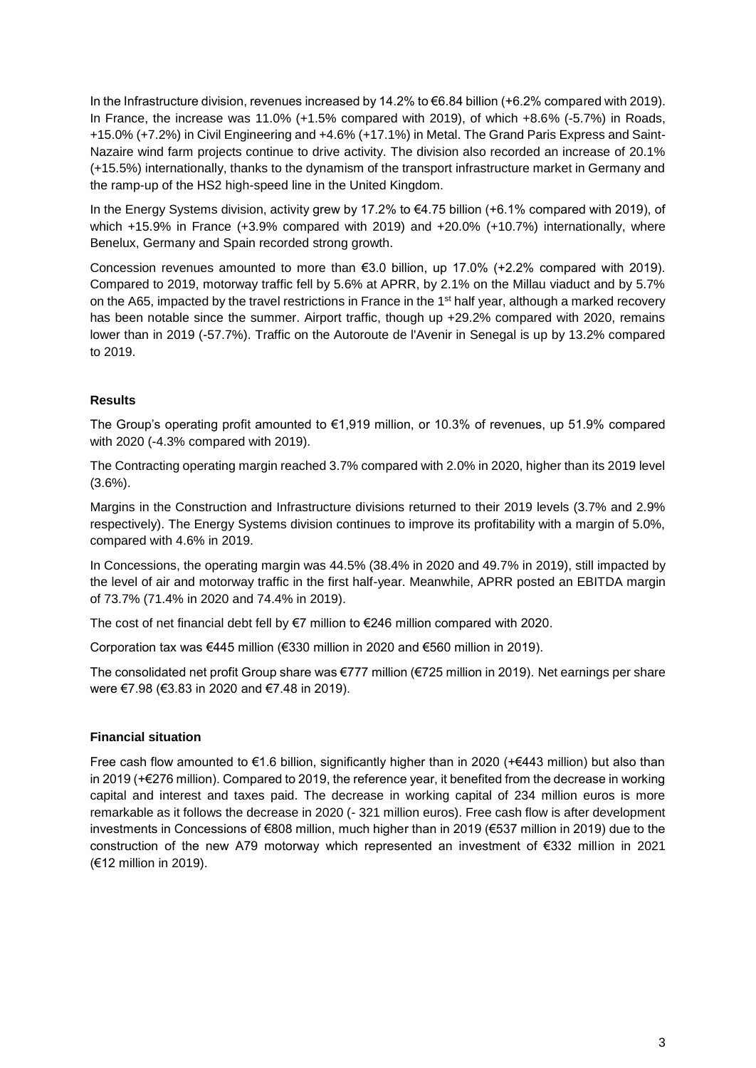In the Infrastructure division, revenues increased by 14.2% to €6.84 billion (+6.2% compared with 2019). In France, the increase was 11.0% (+1.5% compared with 2019), of which +8.6% (-5.7%) in Roads, +15.0% (+7.2%) in Civil Engineering and +4.6% (+17.1%) in Metal. The Grand Paris Express and Saint-Nazaire wind farm projects continue to drive activity. The division also recorded an increase of 20.1% (+15.5%) internationally, thanks to the dynamism of the transport infrastructure market in Germany and the ramp-up of the HS2 high-speed line in the United Kingdom.

In the Energy Systems division, activity grew by 17.2% to €4.75 billion (+6.1% compared with 2019), of which +15.9% in France (+3.9% compared with 2019) and +20.0% (+10.7%) internationally, where Benelux, Germany and Spain recorded strong growth.

Concession revenues amounted to more than €3.0 billion, up 17.0% (+2.2% compared with 2019). Compared to 2019, motorway traffic fell by 5.6% at APRR, by 2.1% on the Millau viaduct and by 5.7% on the A65, impacted by the travel restrictions in France in the 1st half year, although a marked recovery has been notable since the summer. Airport traffic, though up +29.2% compared with 2020, remains lower than in 2019 (-57.7%). Traffic on the Autoroute de l'Avenir in Senegal is up by 13.2% compared to 2019.

**Results**

The Group's operating profit amounted to €1,919 million, or 10.3% of revenues, up 51.9% compared with 2020 (-4.3% compared with 2019).

The Contracting operating margin reached 3.7% compared with 2.0% in 2020, higher than its 2019 level (3.6%).

Margins in the Construction and Infrastructure divisions returned to their 2019 levels (3.7% and 2.9% respectively). The Energy Systems division continues to improve its profitability with a margin of 5.0%, compared with 4.6% in 2019.

In Concessions, the operating margin was 44.5% (38.4% in 2020 and 49.7% in 2019), still impacted by the level of air and motorway traffic in the first half-year. Meanwhile, APRR posted an EBITDA margin of 73.7% (71.4% in 2020 and 74.4% in 2019).

The cost of net financial debt fell by €7 million to €246 million compared with 2020.

Corporation tax was €445 million (€330 million in 2020 and €560 million in 2019).

The consolidated net profit Group share was €777 million (€725 million in 2019). Net earnings per share were €7.98 (€3.83 in 2020 and €7.48 in 2019).

**Financial situation**

Free cash flow amounted to €1.6 billion, significantly higher than in 2020 (+€443 million) but also than in 2019 (+€276 million). Compared to 2019, the reference year, it benefited from the decrease in working capital and interest and taxes paid. The decrease in working capital of 234 million euros is more remarkable as it follows the decrease in 2020 (- 321 million euros). Free cash flow is after development investments in Concessions of €808 million, much higher than in 2019 (€537 million in 2019) due to the construction of the new A79 motorway which represented an investment of €332 million in 2021 (€12 million in 2019).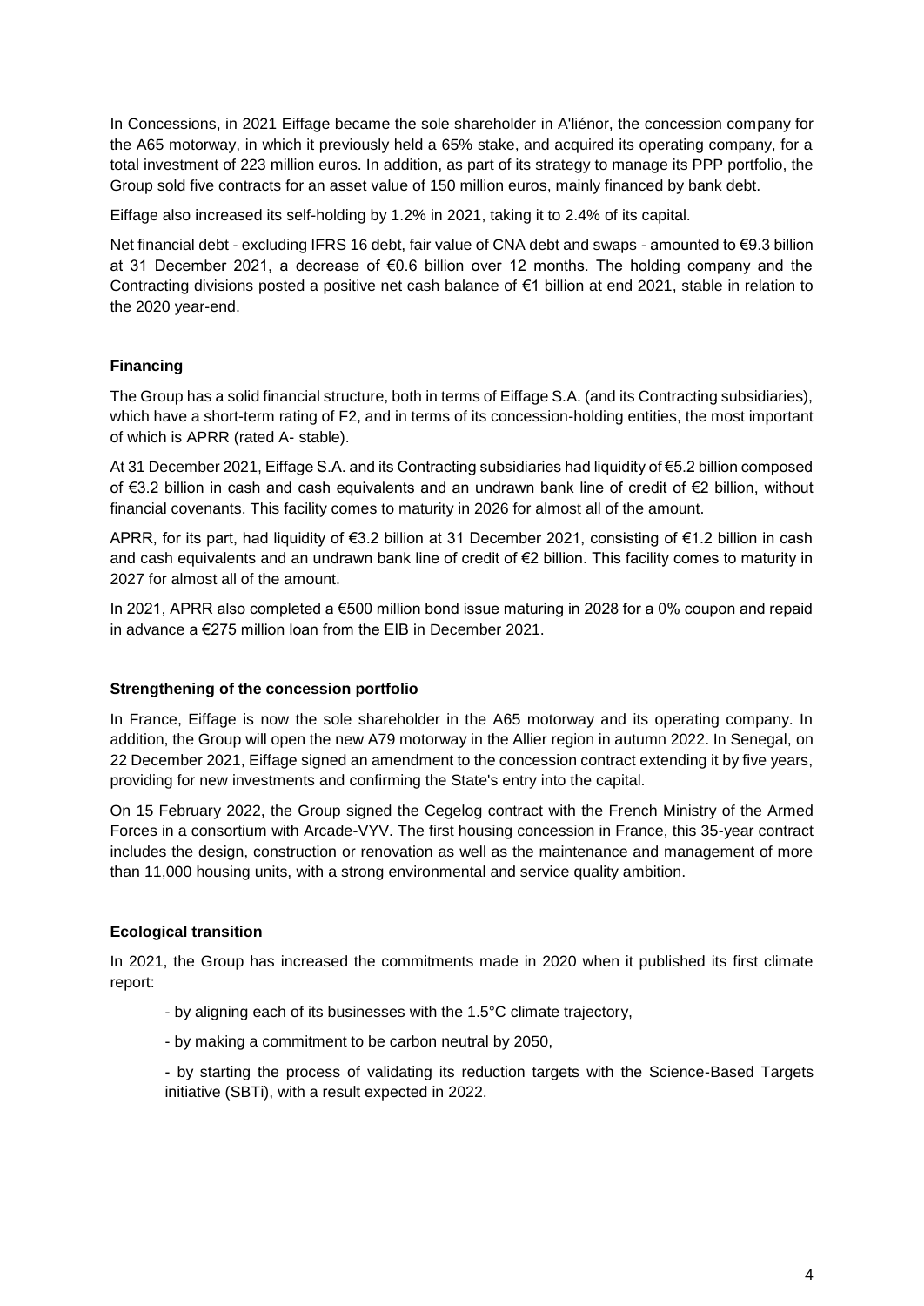In Concessions, in 2021 Eiffage became the sole shareholder in A'liénor, the concession company for the A65 motorway, in which it previously held a 65% stake, and acquired its operating company, for a total investment of 223 million euros. In addition, as part of its strategy to manage its PPP portfolio, the Group sold five contracts for an asset value of 150 million euros, mainly financed by bank debt.

Eiffage also increased its self-holding by 1.2% in 2021, taking it to 2.4% of its capital.

Net financial debt - excluding IFRS 16 debt, fair value of CNA debt and swaps - amounted to €9.3 billion at 31 December 2021, a decrease of €0.6 billion over 12 months. The holding company and the Contracting divisions posted a positive net cash balance of €1 billion at end 2021, stable in relation to the 2020 year-end.

**Financing**

The Group has a solid financial structure, both in terms of Eiffage S.A. (and its Contracting subsidiaries), which have a short-term rating of F2, and in terms of its concession-holding entities, the most important of which is APRR (rated A- stable).

At 31 December 2021, Eiffage S.A. and its Contracting subsidiaries had liquidity of €5.2 billion composed of €3.2 billion in cash and cash equivalents and an undrawn bank line of credit of €2 billion, without financial covenants. This facility comes to maturity in 2026 for almost all of the amount.

APRR, for its part, had liquidity of €3.2 billion at 31 December 2021, consisting of €1.2 billion in cash and cash equivalents and an undrawn bank line of credit of €2 billion. This facility comes to maturity in 2027 for almost all of the amount.

In 2021, APRR also completed a €500 million bond issue maturing in 2028 for a 0% coupon and repaid in advance a €275 million loan from the EIB in December 2021.

**Strengthening of the concession portfolio**

In France, Eiffage is now the sole shareholder in the A65 motorway and its operating company. In addition, the Group will open the new A79 motorway in the Allier region in autumn 2022. In Senegal, on 22 December 2021, Eiffage signed an amendment to the concession contract extending it by five years, providing for new investments and confirming the State's entry into the capital.

On 15 February 2022, the Group signed the Cegelog contract with the French Ministry of the Armed Forces in a consortium with Arcade-VYV. The first housing concession in France, this 35-year contract includes the design, construction or renovation as well as the maintenance and management of more than 11,000 housing units, with a strong environmental and service quality ambition.

**Ecological transition**

In 2021, the Group has increased the commitments made in 2020 when it published its first climate report:

- by aligning each of its businesses with the 1.5°C climate trajectory,

- by making a commitment to be carbon neutral by 2050,

- by starting the process of validating its reduction targets with the Science-Based Targets initiative (SBTi), with a result expected in 2022.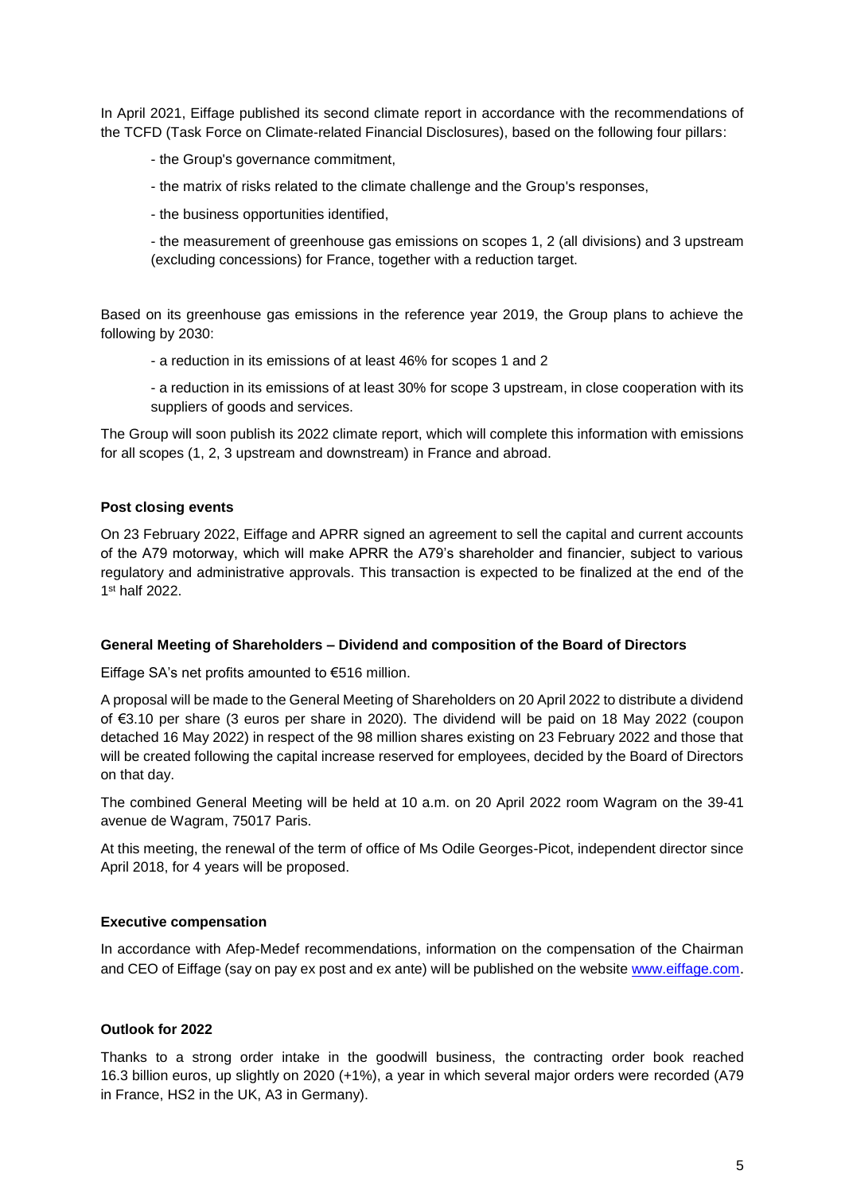In April 2021, Eiffage published its second climate report in accordance with the recommendations of the TCFD (Task Force on Climate-related Financial Disclosures), based on the following four pillars:

- the Group's governance commitment,
- the matrix of risks related to the climate challenge and the Group's responses,
- the business opportunities identified,
- the measurement of greenhouse gas emissions on scopes 1, 2 (all divisions) and 3 upstream (excluding concessions) for France, together with a reduction target.

Based on its greenhouse gas emissions in the reference year 2019, the Group plans to achieve the following by 2030:

- a reduction in its emissions of at least 46% for scopes 1 and 2
- a reduction in its emissions of at least 30% for scope 3 upstream, in close cooperation with its suppliers of goods and services.

The Group will soon publish its 2022 climate report, which will complete this information with emissions for all scopes (1, 2, 3 upstream and downstream) in France and abroad.

**Post closing events**

On 23 February 2022, Eiffage and APRR signed an agreement to sell the capital and current accounts of the A79 motorway, which will make APRR the A79's shareholder and financier, subject to various regulatory and administrative approvals. This transaction is expected to be finalized at the end of the 1st half 2022.

**General Meeting of Shareholders – Dividend and composition of the Board of Directors**

Eiffage SA's net profits amounted to €516 million.

A proposal will be made to the General Meeting of Shareholders on 20 April 2022 to distribute a dividend of €3.10 per share (3 euros per share in 2020). The dividend will be paid on 18 May 2022 (coupon detached 16 May 2022) in respect of the 98 million shares existing on 23 February 2022 and those that will be created following the capital increase reserved for employees, decided by the Board of Directors on that day.

The combined General Meeting will be held at 10 a.m. on 20 April 2022 room Wagram on the 39-41 avenue de Wagram, 75017 Paris.

At this meeting, the renewal of the term of office of Ms Odile Georges-Picot, independent director since April 2018, for 4 years will be proposed.

**Executive compensation**

In accordance with Afep-Medef recommendations, information on the compensation of the Chairman and CEO of Eiffage (say on pay ex post and ex ante) will be published on the website www.eiffage.com.

**Outlook for 2022**

Thanks to a strong order intake in the goodwill business, the contracting order book reached 16.3 billion euros, up slightly on 2020 (+1%), a year in which several major orders were recorded (A79 in France, HS2 in the UK, A3 in Germany).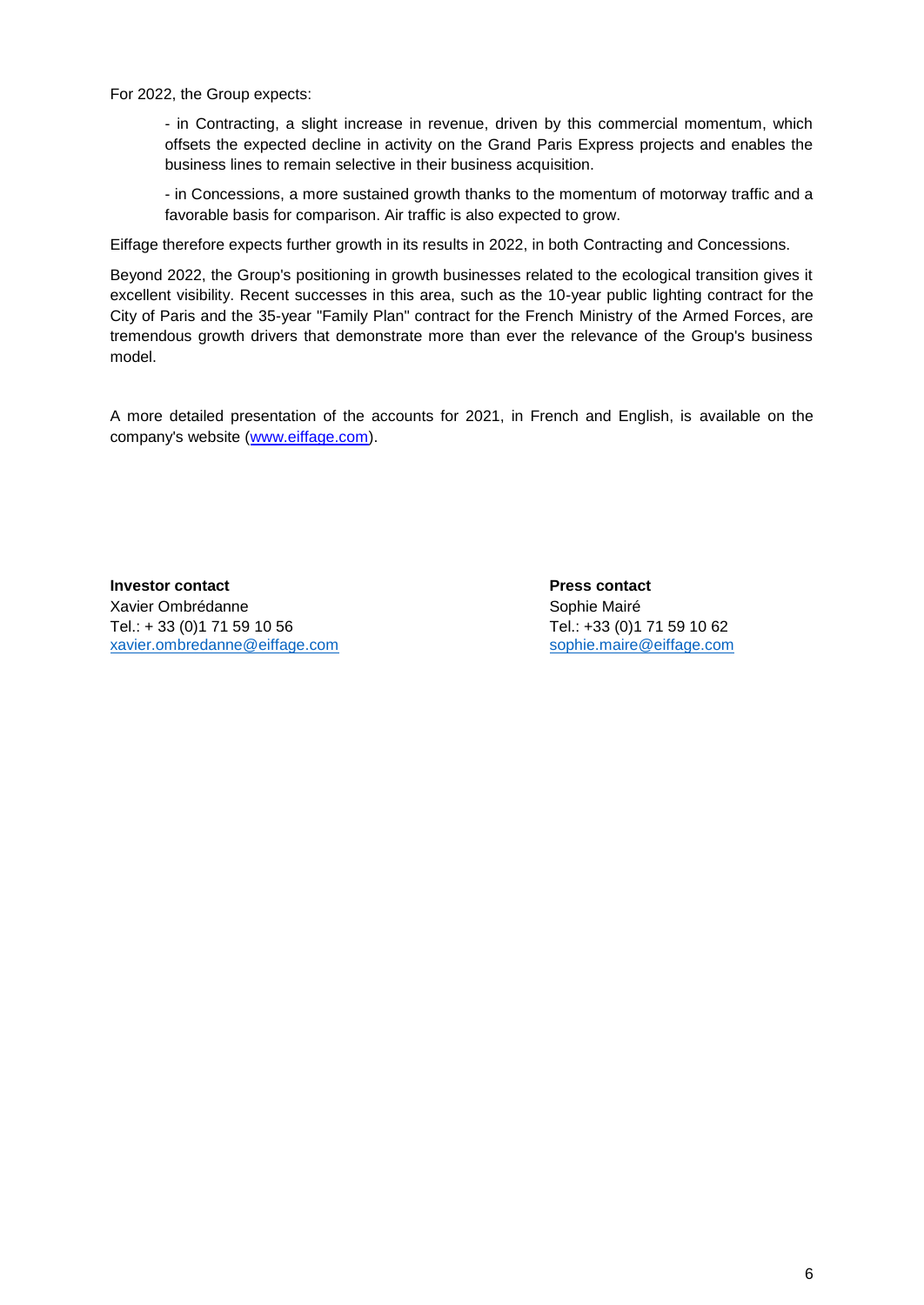For 2022, the Group expects:

- in Contracting, a slight increase in revenue, driven by this commercial momentum, which offsets the expected decline in activity on the Grand Paris Express projects and enables the business lines to remain selective in their business acquisition.

- in Concessions, a more sustained growth thanks to the momentum of motorway traffic and a favorable basis for comparison. Air traffic is also expected to grow.

Eiffage therefore expects further growth in its results in 2022, in both Contracting and Concessions.

Beyond 2022, the Group's positioning in growth businesses related to the ecological transition gives it excellent visibility. Recent successes in this area, such as the 10-year public lighting contract for the City of Paris and the 35-year "Family Plan" contract for the French Ministry of the Armed Forces, are tremendous growth drivers that demonstrate more than ever the relevance of the Group's business model.

A more detailed presentation of the accounts for 2021, in French and English, is available on the company's website (www.eiffage.com).

**Investor contact**
Xavier Ombrédanne
Tel.: + 33 (0)1 71 59 10 56
xavier.ombredanne@eiffage.com

**Press contact**
Sophie Mairé
Tel.: +33 (0)1 71 59 10 62
sophie.maire@eiffage.com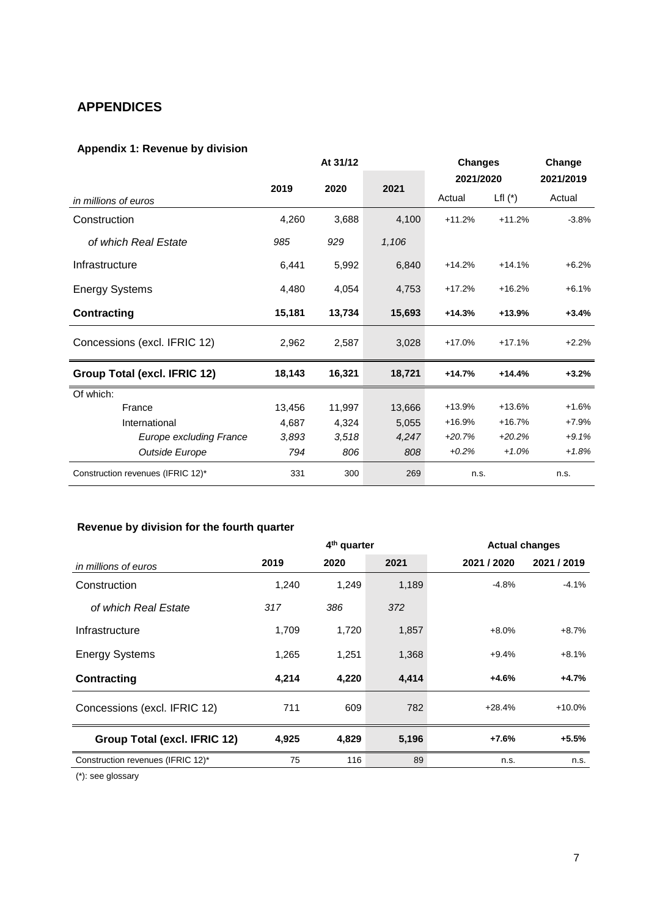## APPENDICES

### Appendix 1: Revenue by division

| in millions of euros | At 31/12 | | | Changes 2021/2020 | | Change 2021/2019 |
|---|---|---|---|---|---|---|
| | 2019 | 2020 | 2021 | Actual | Lfl (*) | Actual |
| Construction | 4,260 | 3,688 | 4,100 | +11.2% | +11.2% | -3.8% |
| *of which Real Estate* | *985* | *929* | *1,106* | | | |
| Infrastructure | 6,441 | 5,992 | 6,840 | +14.2% | +14.1% | +6.2% |
| Energy Systems | 4,480 | 4,054 | 4,753 | +17.2% | +16.2% | +6.1% |
| **Contracting** | **15,181** | **13,734** | **15,693** | **+14.3%** | **+13.9%** | **+3.4%** |
| Concessions (excl. IFRIC 12) | 2,962 | 2,587 | 3,028 | +17.0% | +17.1% | +2.2% |
| **Group Total (excl. IFRIC 12)** | **18,143** | **16,321** | **18,721** | **+14.7%** | **+14.4%** | **+3.2%** |
| Of which: | | | | | | |
| France | 13,456 | 11,997 | 13,666 | +13.9% | +13.6% | +1.6% |
| International | 4,687 | 4,324 | 5,055 | +16.9% | +16.7% | +7.9% |
| *Europe excluding France* | *3,893* | *3,518* | *4,247* | *+20.7%* | *+20.2%* | *+9.1%* |
| *Outside Europe* | *794* | *806* | *808* | *+0.2%* | *+1.0%* | *+1.8%* |
| Construction revenues (IFRIC 12)* | 331 | 300 | 269 | n.s. | | n.s. |

### Revenue by division for the fourth quarter

| in millions of euros | 4th quarter 2019 | 4th quarter 2020 | 4th quarter 2021 | Actual changes 2021 / 2020 | Actual changes 2021 / 2019 |
|---|---|---|---|---|---|
| Construction | 1,240 | 1,249 | 1,189 | -4.8% | -4.1% |
| *of which Real Estate* | *317* | *386* | *372* | | |
| Infrastructure | 1,709 | 1,720 | 1,857 | +8.0% | +8.7% |
| Energy Systems | 1,265 | 1,251 | 1,368 | +9.4% | +8.1% |
| **Contracting** | **4,214** | **4,220** | **4,414** | **+4.6%** | **+4.7%** |
| Concessions (excl. IFRIC 12) | 711 | 609 | 782 | +28.4% | +10.0% |
| **Group Total (excl. IFRIC 12)** | **4,925** | **4,829** | **5,196** | **+7.6%** | **+5.5%** |
| Construction revenues (IFRIC 12)* | 75 | 116 | 89 | n.s. | n.s. |

(*): see glossary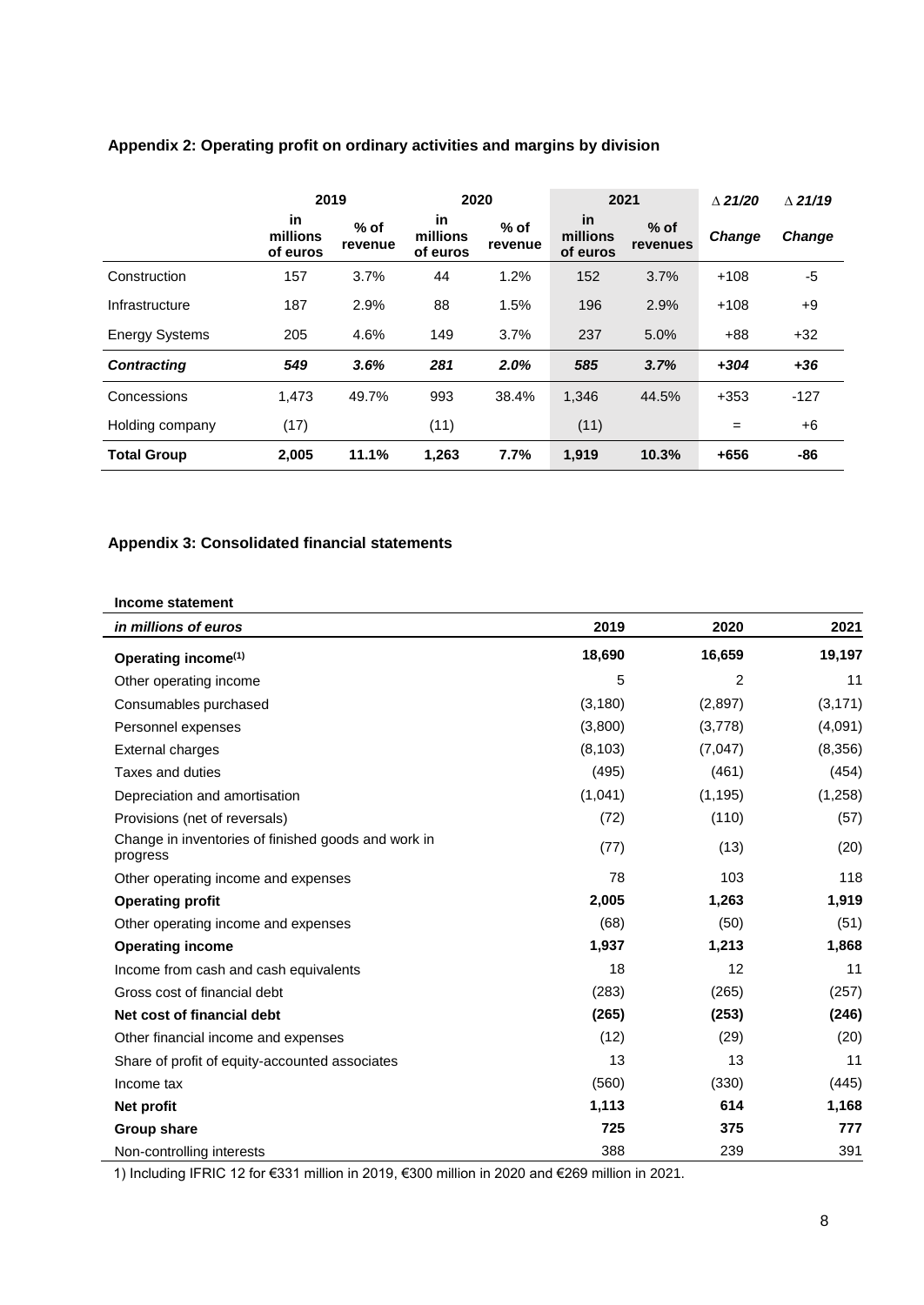### Appendix 2: Operating profit on ordinary activities and margins by division

| | 2019 | | 2020 | | 2021 | | ∆ 21/20 | ∆ 21/19 |
|---|---|---|---|---|---|---|---|---|
| | in millions of euros | % of revenue | in millions of euros | % of revenue | in millions of euros | % of revenues | *Change* | *Change* |
| Construction | 157 | 3.7% | 44 | 1.2% | 152 | 3.7% | +108 | -5 |
| Infrastructure | 187 | 2.9% | 88 | 1.5% | 196 | 2.9% | +108 | +9 |
| Energy Systems | 205 | 4.6% | 149 | 3.7% | 237 | 5.0% | +88 | +32 |
| ***Contracting*** | ***549*** | ***3.6%*** | ***281*** | ***2.0%*** | ***585*** | ***3.7%*** | ***+304*** | ***+36*** |
| Concessions | 1,473 | 49.7% | 993 | 38.4% | 1,346 | 44.5% | +353 | -127 |
| Holding company | (17) | | (11) | | (11) | | = | +6 |
| **Total Group** | **2,005** | **11.1%** | **1,263** | **7.7%** | **1,919** | **10.3%** | **+656** | **-86** |

### Appendix 3: Consolidated financial statements

**Income statement**

| *in millions of euros* | 2019 | 2020 | 2021 |
|---|---|---|---|
| **Operating income[1]** | **18,690** | **16,659** | **19,197** |
| Other operating income | 5 | 2 | 11 |
| Consumables purchased | (3,180) | (2,897) | (3,171) |
| Personnel expenses | (3,800) | (3,778) | (4,091) |
| External charges | (8,103) | (7,047) | (8,356) |
| Taxes and duties | (495) | (461) | (454) |
| Depreciation and amortisation | (1,041) | (1,195) | (1,258) |
| Provisions (net of reversals) | (72) | (110) | (57) |
| Change in inventories of finished goods and work in progress | (77) | (13) | (20) |
| Other operating income and expenses | 78 | 103 | 118 |
| **Operating profit** | **2,005** | **1,263** | **1,919** |
| Other operating income and expenses | (68) | (50) | (51) |
| **Operating income** | **1,937** | **1,213** | **1,868** |
| Income from cash and cash equivalents | 18 | 12 | 11 |
| Gross cost of financial debt | (283) | (265) | (257) |
| **Net cost of financial debt** | **(265)** | **(253)** | **(246)** |
| Other financial income and expenses | (12) | (29) | (20) |
| Share of profit of equity-accounted associates | 13 | 13 | 11 |
| Income tax | (560) | (330) | (445) |
| **Net profit** | **1,113** | **614** | **1,168** |
| **Group share** | **725** | **375** | **777** |
| Non-controlling interests | 388 | 239 | 391 |

1) Including IFRIC 12 for €331 million in 2019, €300 million in 2020 and €269 million in 2021.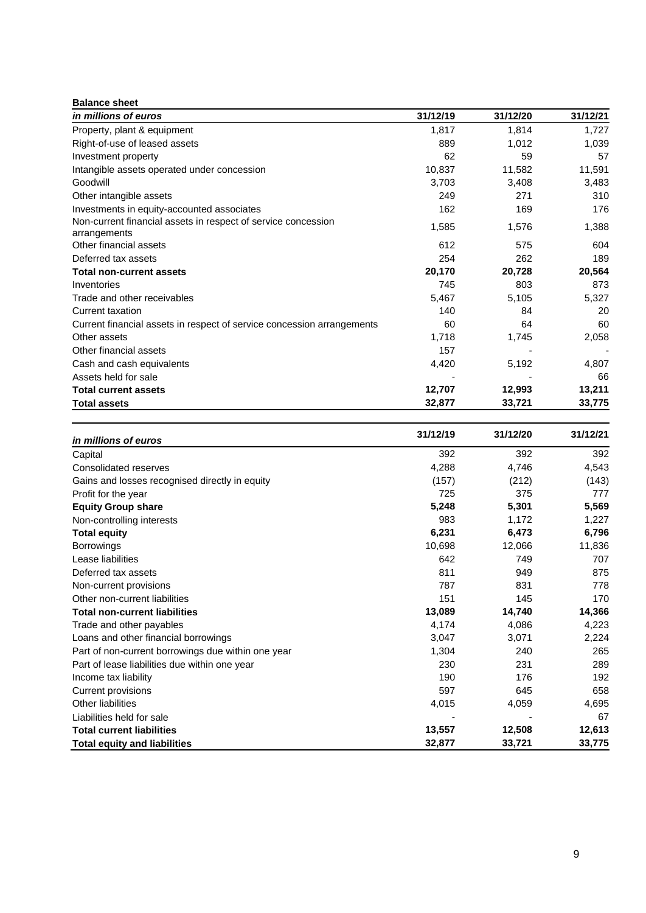**Balance sheet**

| *in millions of euros* | 31/12/19 | 31/12/20 | 31/12/21 |
|---|---|---|---|
| Property, plant & equipment | 1,817 | 1,814 | 1,727 |
| Right-of-use of leased assets | 889 | 1,012 | 1,039 |
| Investment property | 62 | 59 | 57 |
| Intangible assets operated under concession | 10,837 | 11,582 | 11,591 |
| Goodwill | 3,703 | 3,408 | 3,483 |
| Other intangible assets | 249 | 271 | 310 |
| Investments in equity-accounted associates | 162 | 169 | 176 |
| Non-current financial assets in respect of service concession arrangements | 1,585 | 1,576 | 1,388 |
| Other financial assets | 612 | 575 | 604 |
| Deferred tax assets | 254 | 262 | 189 |
| **Total non-current assets** | **20,170** | **20,728** | **20,564** |
| Inventories | 745 | 803 | 873 |
| Trade and other receivables | 5,467 | 5,105 | 5,327 |
| Current taxation | 140 | 84 | 20 |
| Current financial assets in respect of service concession arrangements | 60 | 64 | 60 |
| Other assets | 1,718 | 1,745 | 2,058 |
| Other financial assets | 157 | - | - |
| Cash and cash equivalents | 4,420 | 5,192 | 4,807 |
| Assets held for sale | - | - | 66 |
| **Total current assets** | **12,707** | **12,993** | **13,211** |
| **Total assets** | **32,877** | **33,721** | **33,775** |

| *in millions of euros* | 31/12/19 | 31/12/20 | 31/12/21 |
|---|---|---|---|
| Capital | 392 | 392 | 392 |
| Consolidated reserves | 4,288 | 4,746 | 4,543 |
| Gains and losses recognised directly in equity | (157) | (212) | (143) |
| Profit for the year | 725 | 375 | 777 |
| **Equity Group share** | **5,248** | **5,301** | **5,569** |
| Non-controlling interests | 983 | 1,172 | 1,227 |
| **Total equity** | **6,231** | **6,473** | **6,796** |
| Borrowings | 10,698 | 12,066 | 11,836 |
| Lease liabilities | 642 | 749 | 707 |
| Deferred tax assets | 811 | 949 | 875 |
| Non-current provisions | 787 | 831 | 778 |
| Other non-current liabilities | 151 | 145 | 170 |
| **Total non-current liabilities** | **13,089** | **14,740** | **14,366** |
| Trade and other payables | 4,174 | 4,086 | 4,223 |
| Loans and other financial borrowings | 3,047 | 3,071 | 2,224 |
| Part of non-current borrowings due within one year | 1,304 | 240 | 265 |
| Part of lease liabilities due within one year | 230 | 231 | 289 |
| Income tax liability | 190 | 176 | 192 |
| Current provisions | 597 | 645 | 658 |
| Other liabilities | 4,015 | 4,059 | 4,695 |
| Liabilities held for sale | - | - | 67 |
| **Total current liabilities** | **13,557** | **12,508** | **12,613** |
| **Total equity and liabilities** | **32,877** | **33,721** | **33,775** |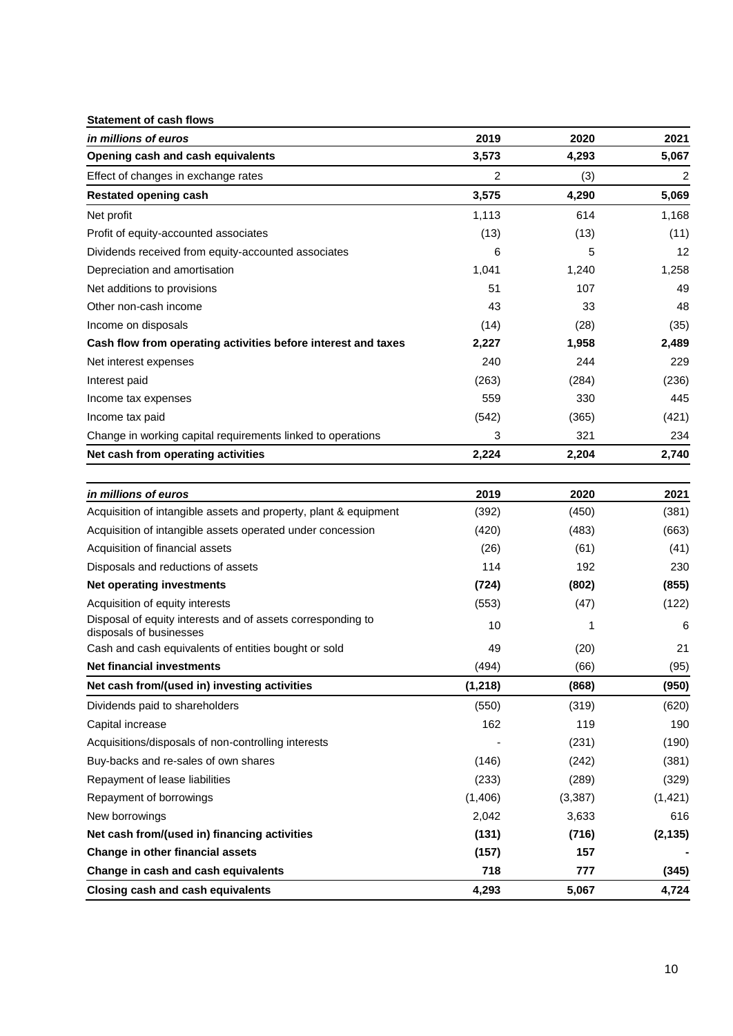**Statement of cash flows**

| *in millions of euros* | 2019 | 2020 | 2021 |
|---|---|---|---|
| **Opening cash and cash equivalents** | **3,573** | **4,293** | **5,067** |
| Effect of changes in exchange rates | 2 | (3) | 2 |
| **Restated opening cash** | **3,575** | **4,290** | **5,069** |
| Net profit | 1,113 | 614 | 1,168 |
| Profit of equity-accounted associates | (13) | (13) | (11) |
| Dividends received from equity-accounted associates | 6 | 5 | 12 |
| Depreciation and amortisation | 1,041 | 1,240 | 1,258 |
| Net additions to provisions | 51 | 107 | 49 |
| Other non-cash income | 43 | 33 | 48 |
| Income on disposals | (14) | (28) | (35) |
| **Cash flow from operating activities before interest and taxes** | **2,227** | **1,958** | **2,489** |
| Net interest expenses | 240 | 244 | 229 |
| Interest paid | (263) | (284) | (236) |
| Income tax expenses | 559 | 330 | 445 |
| Income tax paid | (542) | (365) | (421) |
| Change in working capital requirements linked to operations | 3 | 321 | 234 |
| **Net cash from operating activities** | **2,224** | **2,204** | **2,740** |

| *in millions of euros* | 2019 | 2020 | 2021 |
|---|---|---|---|
| Acquisition of intangible assets and property, plant & equipment | (392) | (450) | (381) |
| Acquisition of intangible assets operated under concession | (420) | (483) | (663) |
| Acquisition of financial assets | (26) | (61) | (41) |
| Disposals and reductions of assets | 114 | 192 | 230 |
| **Net operating investments** | **(724)** | **(802)** | **(855)** |
| Acquisition of equity interests | (553) | (47) | (122) |
| Disposal of equity interests and of assets corresponding to disposals of businesses | 10 | 1 | 6 |
| Cash and cash equivalents of entities bought or sold | 49 | (20) | 21 |
| **Net financial investments** | (494) | (66) | (95) |
| **Net cash from/(used in) investing activities** | **(1,218)** | **(868)** | **(950)** |
| Dividends paid to shareholders | (550) | (319) | (620) |
| Capital increase | 162 | 119 | 190 |
| Acquisitions/disposals of non-controlling interests | - | (231) | (190) |
| Buy-backs and re-sales of own shares | (146) | (242) | (381) |
| Repayment of lease liabilities | (233) | (289) | (329) |
| Repayment of borrowings | (1,406) | (3,387) | (1,421) |
| New borrowings | 2,042 | 3,633 | 616 |
| **Net cash from/(used in) financing activities** | **(131)** | **(716)** | **(2,135)** |
| **Change in other financial assets** | **(157)** | **157** | **-** |
| **Change in cash and cash equivalents** | **718** | **777** | **(345)** |
| **Closing cash and cash equivalents** | **4,293** | **5,067** | **4,724** |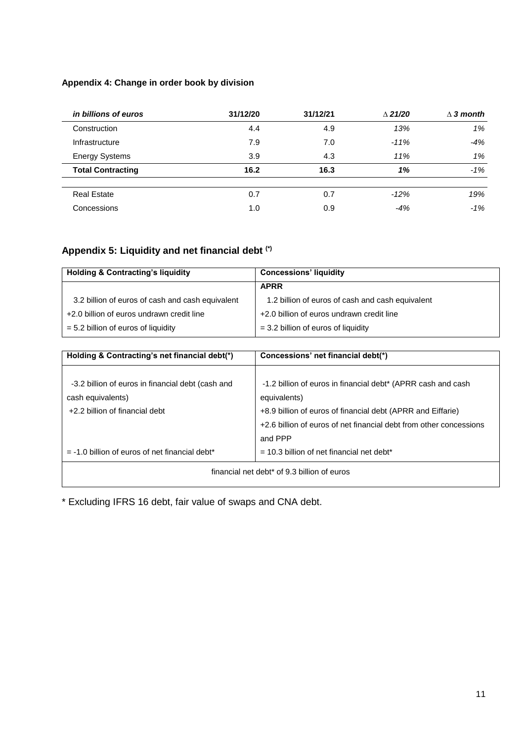**Appendix 4: Change in order book by division**

| *in billions of euros* | 31/12/20 | 31/12/21 | *∆ 21/20* | *∆ 3 month* |
|---|---|---|---|---|
| Construction | 4.4 | 4.9 | *13%* | *1%* |
| Infrastructure | 7.9 | 7.0 | *-11%* | *-4%* |
| Energy Systems | 3.9 | 4.3 | *11%* | *1%* |
| **Total Contracting** | **16.2** | **16.3** | ***1%*** | ***-1%*** |
| | | | | |
| Real Estate | 0.7 | 0.7 | *-12%* | *19%* |
| Concessions | 1.0 | 0.9 | *-4%* | *-1%* |

## Appendix 5: Liquidity and net financial debt (*)

| Holding & Contracting's liquidity | Concessions' liquidity |
|---|---|
| | **APRR** |
| 3.2 billion of euros of cash and cash equivalent | 1.2 billion of euros of cash and cash equivalent |
| +2.0 billion of euros undrawn credit line | +2.0 billion of euros undrawn credit line |
| = 5.2 billion of euros of liquidity | = 3.2 billion of euros of liquidity |

| Holding & Contracting's net financial debt(*) | Concessions' net financial debt(*) |
|---|---|
| -3.2 billion of euros in financial debt (cash and cash equivalents) | -1.2 billion of euros in financial debt* (APRR cash and cash equivalents) |
| +2.2 billion of financial debt | +8.9 billion of euros of financial debt (APRR and Eiffarie) |
| | +2.6 billion of euros of net financial debt from other concessions and PPP |
| = -1.0 billion of euros of net financial debt* | = 10.3 billion of net financial net debt* |
| financial net debt* of 9.3 billion of euros | |

* Excluding IFRS 16 debt, fair value of swaps and CNA debt.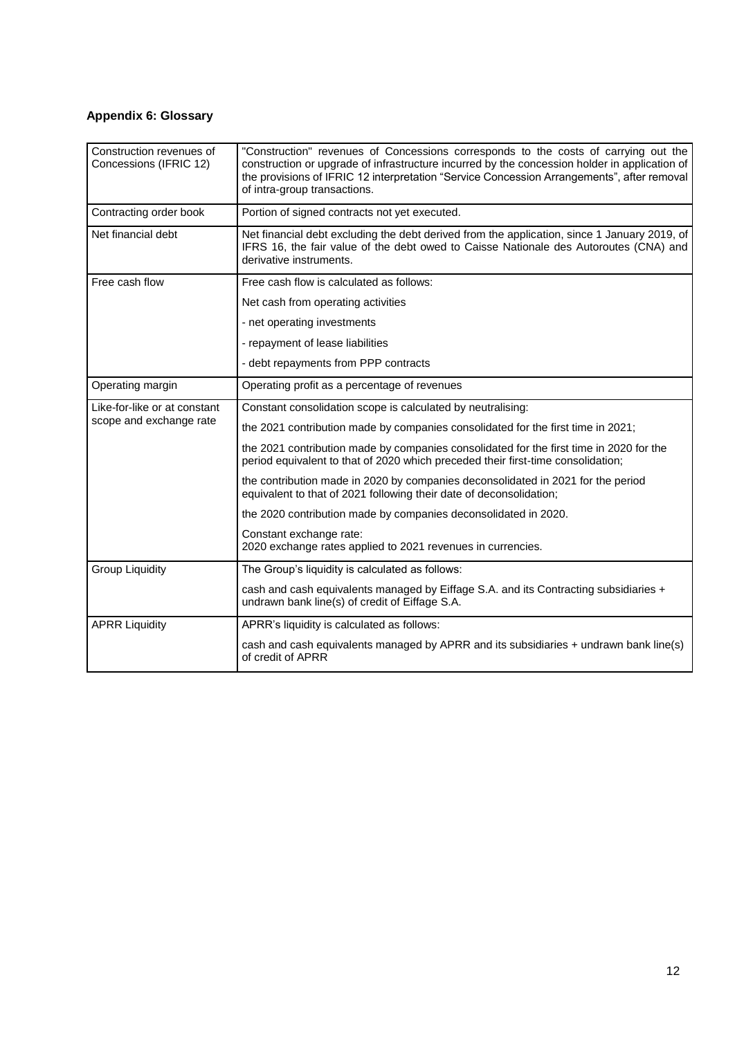## Appendix 6: Glossary

| | |
|---|---|
| Construction revenues of Concessions (IFRIC 12) | "Construction" revenues of Concessions corresponds to the costs of carrying out the construction or upgrade of infrastructure incurred by the concession holder in application of the provisions of IFRIC 12 interpretation "Service Concession Arrangements", after removal of intra-group transactions. |
| Contracting order book | Portion of signed contracts not yet executed. |
| Net financial debt | Net financial debt excluding the debt derived from the application, since 1 January 2019, of IFRS 16, the fair value of the debt owed to Caisse Nationale des Autoroutes (CNA) and derivative instruments. |
| Free cash flow | Free cash flow is calculated as follows:<br>Net cash from operating activities<br>- net operating investments<br>- repayment of lease liabilities<br>- debt repayments from PPP contracts |
| Operating margin | Operating profit as a percentage of revenues |
| Like-for-like or at constant scope and exchange rate | Constant consolidation scope is calculated by neutralising:<br>the 2021 contribution made by companies consolidated for the first time in 2021;<br>the 2021 contribution made by companies consolidated for the first time in 2020 for the period equivalent to that of 2020 which preceded their first-time consolidation;<br>the contribution made in 2020 by companies deconsolidated in 2021 for the period equivalent to that of 2021 following their date of deconsolidation;<br>the 2020 contribution made by companies deconsolidated in 2020.<br>Constant exchange rate:<br>2020 exchange rates applied to 2021 revenues in currencies. |
| Group Liquidity | The Group's liquidity is calculated as follows:<br>cash and cash equivalents managed by Eiffage S.A. and its Contracting subsidiaries + undrawn bank line(s) of credit of Eiffage S.A. |
| APRR Liquidity | APRR's liquidity is calculated as follows:<br>cash and cash equivalents managed by APRR and its subsidiaries + undrawn bank line(s) of credit of APRR |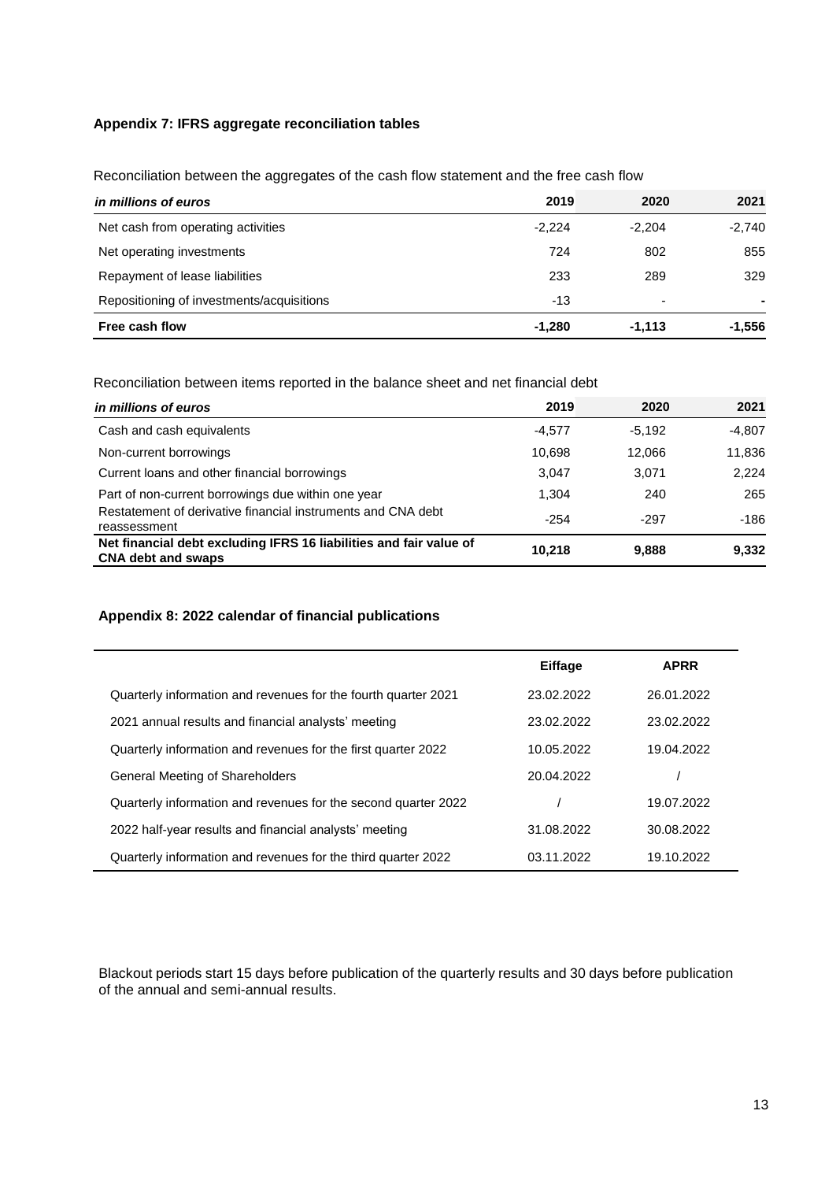### Appendix 7: IFRS aggregate reconciliation tables

Reconciliation between the aggregates of the cash flow statement and the free cash flow

| *in millions of euros* | 2019 | 2020 | 2021 |
|---|---|---|---|
| Net cash from operating activities | -2,224 | -2,204 | -2,740 |
| Net operating investments | 724 | 802 | 855 |
| Repayment of lease liabilities | 233 | 289 | 329 |
| Repositioning of investments/acquisitions | -13 | - | - |
| **Free cash flow** | **-1,280** | **-1,113** | **-1,556** |

Reconciliation between items reported in the balance sheet and net financial debt

| *in millions of euros* | 2019 | 2020 | 2021 |
|---|---|---|---|
| Cash and cash equivalents | -4,577 | -5,192 | -4,807 |
| Non-current borrowings | 10,698 | 12,066 | 11,836 |
| Current loans and other financial borrowings | 3,047 | 3,071 | 2,224 |
| Part of non-current borrowings due within one year | 1,304 | 240 | 265 |
| Restatement of derivative financial instruments and CNA debt reassessment | -254 | -297 | -186 |
| **Net financial debt excluding IFRS 16 liabilities and fair value of CNA debt and swaps** | **10,218** | **9,888** | **9,332** |

### Appendix 8: 2022 calendar of financial publications

| | Eiffage | APRR |
|---|---|---|
| Quarterly information and revenues for the fourth quarter 2021 | 23.02.2022 | 26.01.2022 |
| 2021 annual results and financial analysts' meeting | 23.02.2022 | 23.02.2022 |
| Quarterly information and revenues for the first quarter 2022 | 10.05.2022 | 19.04.2022 |
| General Meeting of Shareholders | 20.04.2022 | / |
| Quarterly information and revenues for the second quarter 2022 | / | 19.07.2022 |
| 2022 half-year results and financial analysts' meeting | 31.08.2022 | 30.08.2022 |
| Quarterly information and revenues for the third quarter 2022 | 03.11.2022 | 19.10.2022 |

Blackout periods start 15 days before publication of the quarterly results and 30 days before publication of the annual and semi-annual results.